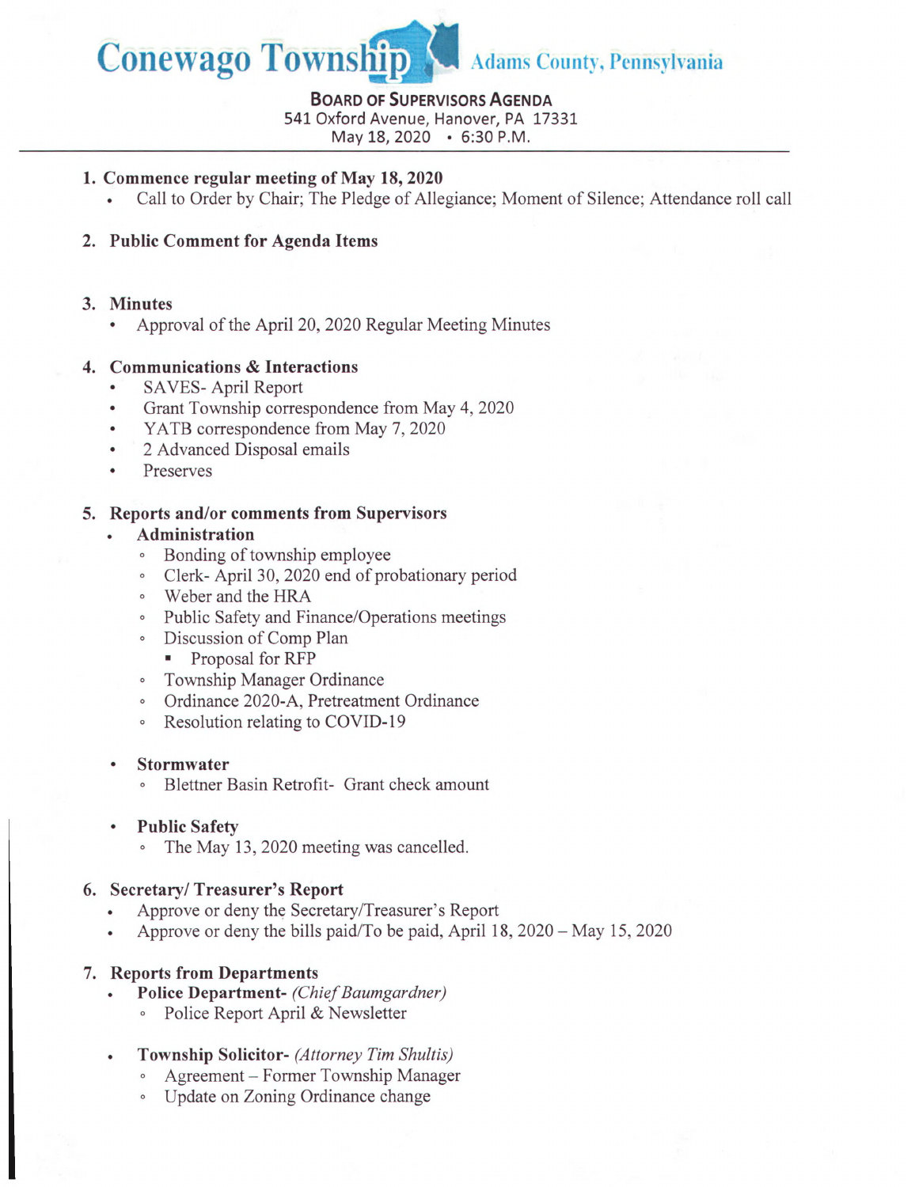# Conewago Township Adams County, Pennsylvania

**BOARD OF SUPERVISORS AGENDA**
541 Oxford Avenue, Hanover, PA 17331
May 18, 2020 • 6:30 P.M.

---

1. **Commence regular meeting of May 18, 2020**
   - Call to Order by Chair; The Pledge of Allegiance; Moment of Silence; Attendance roll call

2. **Public Comment for Agenda Items**

3. **Minutes**
   - Approval of the April 20, 2020 Regular Meeting Minutes

4. **Communications & Interactions**
   - SAVES- April Report
   - Grant Township correspondence from May 4, 2020
   - YATB correspondence from May 7, 2020
   - 2 Advanced Disposal emails
   - Preserves

5. **Reports and/or comments from Supervisors**
   - **Administration**
     - Bonding of township employee
     - Clerk- April 30, 2020 end of probationary period
     - Weber and the HRA
     - Public Safety and Finance/Operations meetings
     - Discussion of Comp Plan
       - Proposal for RFP
     - Township Manager Ordinance
     - Ordinance 2020-A, Pretreatment Ordinance
     - Resolution relating to COVID-19
   - **Stormwater**
     - Blettner Basin Retrofit- Grant check amount
   - **Public Safety**
     - The May 13, 2020 meeting was cancelled.

6. **Secretary/ Treasurer's Report**
   - Approve or deny the Secretary/Treasurer's Report
   - Approve or deny the bills paid/To be paid, April 18, 2020 – May 15, 2020

7. **Reports from Departments**
   - **Police Department-** *(Chief Baumgardner)*
     - Police Report April & Newsletter
   - **Township Solicitor-** *(Attorney Tim Shultis)*
     - Agreement – Former Township Manager
     - Update on Zoning Ordinance change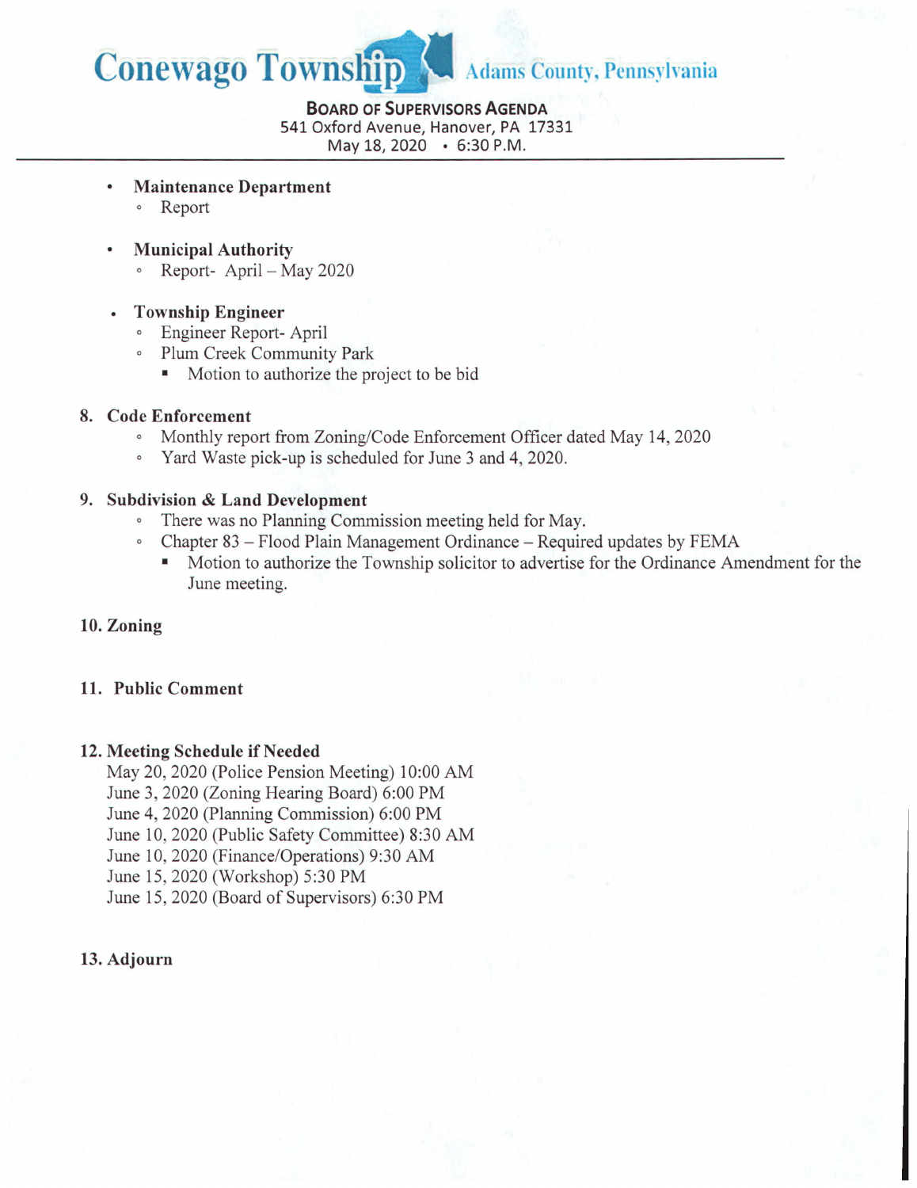# Conewago Township Adams County, Pennsylvania

**BOARD OF SUPERVISORS AGENDA**
541 Oxford Avenue, Hanover, PA 17331
May 18, 2020 • 6:30 P.M.

---

- **Maintenance Department**
  - Report

- **Municipal Authority**
  - Report- April – May 2020

- **Township Engineer**
  - Engineer Report- April
  - Plum Creek Community Park
    - Motion to authorize the project to be bid

**8. Code Enforcement**
  - Monthly report from Zoning/Code Enforcement Officer dated May 14, 2020
  - Yard Waste pick-up is scheduled for June 3 and 4, 2020.

**9. Subdivision & Land Development**
  - There was no Planning Commission meeting held for May.
  - Chapter 83 – Flood Plain Management Ordinance – Required updates by FEMA
    - Motion to authorize the Township solicitor to advertise for the Ordinance Amendment for the June meeting.

**10. Zoning**

**11. Public Comment**

**12. Meeting Schedule if Needed**

May 20, 2020 (Police Pension Meeting) 10:00 AM
June 3, 2020 (Zoning Hearing Board) 6:00 PM
June 4, 2020 (Planning Commission) 6:00 PM
June 10, 2020 (Public Safety Committee) 8:30 AM
June 10, 2020 (Finance/Operations) 9:30 AM
June 15, 2020 (Workshop) 5:30 PM
June 15, 2020 (Board of Supervisors) 6:30 PM

**13. Adjourn**